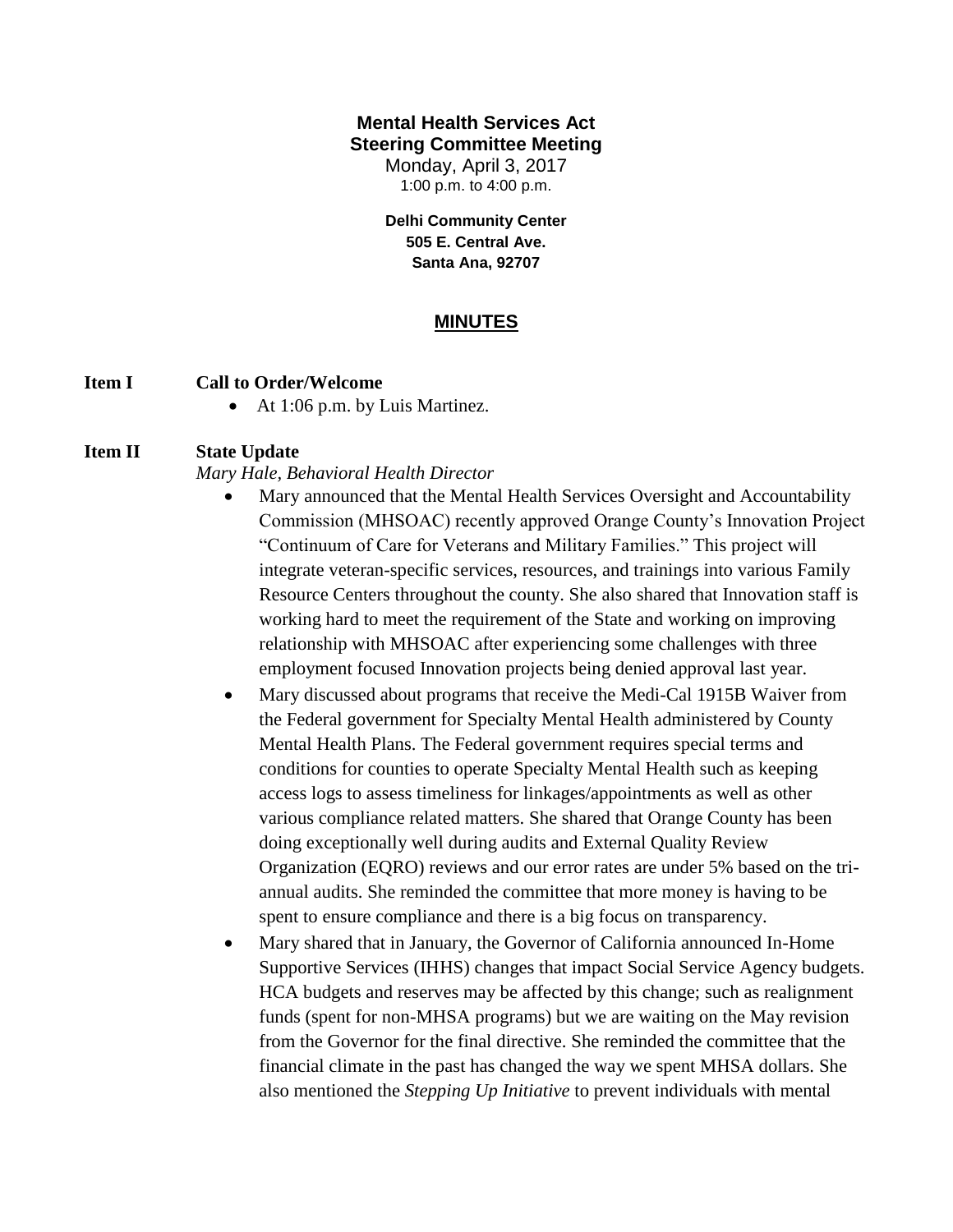**Mental Health Services Act**
**Steering Committee Meeting**

Monday, April 3, 2017
1:00 p.m. to 4:00 p.m.

**Delhi Community Center**
**505 E. Central Ave.**
**Santa Ana, 92707**

## MINUTES

**Item I** **Call to Order/Welcome**

- At 1:06 p.m. by Luis Martinez.

**Item II** **State Update**

*Mary Hale, Behavioral Health Director*

- Mary announced that the Mental Health Services Oversight and Accountability Commission (MHSOAC) recently approved Orange County's Innovation Project "Continuum of Care for Veterans and Military Families." This project will integrate veteran-specific services, resources, and trainings into various Family Resource Centers throughout the county. She also shared that Innovation staff is working hard to meet the requirement of the State and working on improving relationship with MHSOAC after experiencing some challenges with three employment focused Innovation projects being denied approval last year.
- Mary discussed about programs that receive the Medi-Cal 1915B Waiver from the Federal government for Specialty Mental Health administered by County Mental Health Plans. The Federal government requires special terms and conditions for counties to operate Specialty Mental Health such as keeping access logs to assess timeliness for linkages/appointments as well as other various compliance related matters. She shared that Orange County has been doing exceptionally well during audits and External Quality Review Organization (EQRO) reviews and our error rates are under 5% based on the tri-annual audits. She reminded the committee that more money is having to be spent to ensure compliance and there is a big focus on transparency.
- Mary shared that in January, the Governor of California announced In-Home Supportive Services (IHHS) changes that impact Social Service Agency budgets. HCA budgets and reserves may be affected by this change; such as realignment funds (spent for non-MHSA programs) but we are waiting on the May revision from the Governor for the final directive. She reminded the committee that the financial climate in the past has changed the way we spent MHSA dollars. She also mentioned the *Stepping Up Initiative* to prevent individuals with mental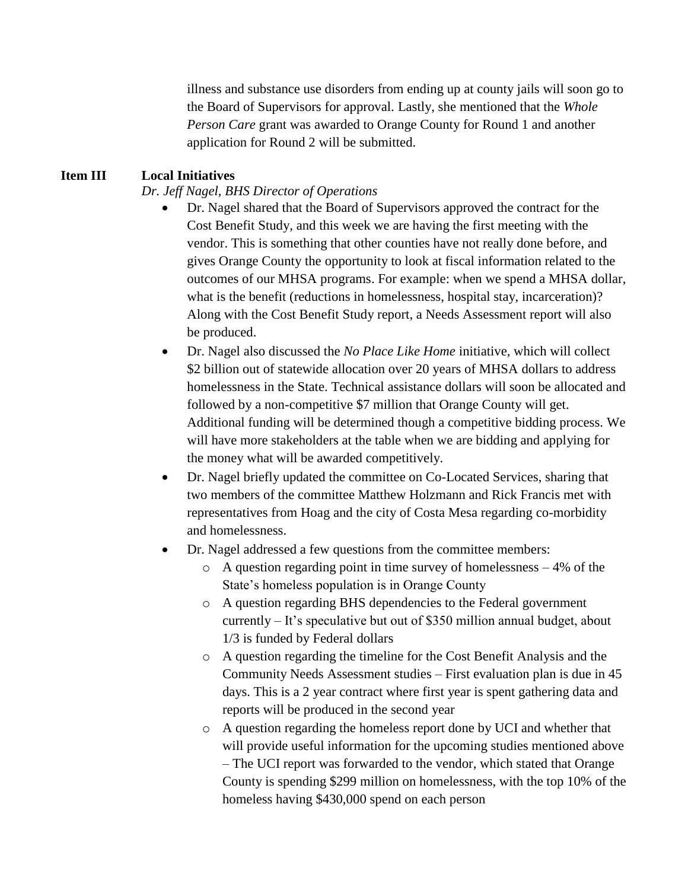illness and substance use disorders from ending up at county jails will soon go to the Board of Supervisors for approval. Lastly, she mentioned that the *Whole Person Care* grant was awarded to Orange County for Round 1 and another application for Round 2 will be submitted.

**Item III** **Local Initiatives**

*Dr. Jeff Nagel, BHS Director of Operations*

- Dr. Nagel shared that the Board of Supervisors approved the contract for the Cost Benefit Study, and this week we are having the first meeting with the vendor. This is something that other counties have not really done before, and gives Orange County the opportunity to look at fiscal information related to the outcomes of our MHSA programs. For example: when we spend a MHSA dollar, what is the benefit (reductions in homelessness, hospital stay, incarceration)? Along with the Cost Benefit Study report, a Needs Assessment report will also be produced.
- Dr. Nagel also discussed the *No Place Like Home* initiative, which will collect $2 billion out of statewide allocation over 20 years of MHSA dollars to address homelessness in the State. Technical assistance dollars will soon be allocated and followed by a non-competitive $7 million that Orange County will get. Additional funding will be determined though a competitive bidding process. We will have more stakeholders at the table when we are bidding and applying for the money what will be awarded competitively.
- Dr. Nagel briefly updated the committee on Co-Located Services, sharing that two members of the committee Matthew Holzmann and Rick Francis met with representatives from Hoag and the city of Costa Mesa regarding co-morbidity and homelessness.
- Dr. Nagel addressed a few questions from the committee members:
  - A question regarding point in time survey of homelessness – 4% of the State's homeless population is in Orange County
  - A question regarding BHS dependencies to the Federal government currently – It's speculative but out of $350 million annual budget, about 1/3 is funded by Federal dollars
  - A question regarding the timeline for the Cost Benefit Analysis and the Community Needs Assessment studies – First evaluation plan is due in 45 days. This is a 2 year contract where first year is spent gathering data and reports will be produced in the second year
  - A question regarding the homeless report done by UCI and whether that will provide useful information for the upcoming studies mentioned above – The UCI report was forwarded to the vendor, which stated that Orange County is spending $299 million on homelessness, with the top 10% of the homeless having $430,000 spend on each person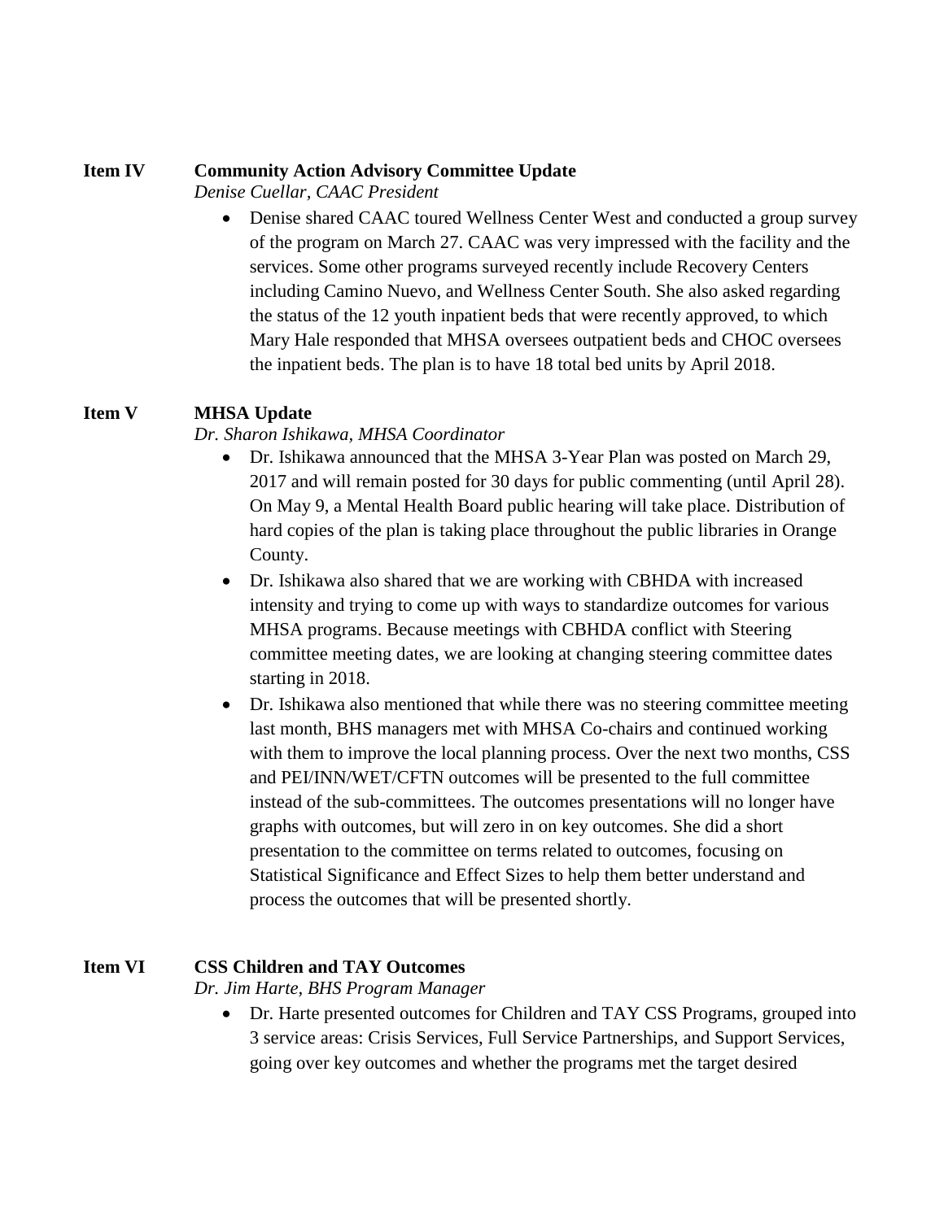**Item IV** **Community Action Advisory Committee Update**

*Denise Cuellar, CAAC President*

- Denise shared CAAC toured Wellness Center West and conducted a group survey of the program on March 27. CAAC was very impressed with the facility and the services. Some other programs surveyed recently include Recovery Centers including Camino Nuevo, and Wellness Center South. She also asked regarding the status of the 12 youth inpatient beds that were recently approved, to which Mary Hale responded that MHSA oversees outpatient beds and CHOC oversees the inpatient beds. The plan is to have 18 total bed units by April 2018.

**Item V** **MHSA Update**

*Dr. Sharon Ishikawa, MHSA Coordinator*

- Dr. Ishikawa announced that the MHSA 3-Year Plan was posted on March 29, 2017 and will remain posted for 30 days for public commenting (until April 28). On May 9, a Mental Health Board public hearing will take place. Distribution of hard copies of the plan is taking place throughout the public libraries in Orange County.
- Dr. Ishikawa also shared that we are working with CBHDA with increased intensity and trying to come up with ways to standardize outcomes for various MHSA programs. Because meetings with CBHDA conflict with Steering committee meeting dates, we are looking at changing steering committee dates starting in 2018.
- Dr. Ishikawa also mentioned that while there was no steering committee meeting last month, BHS managers met with MHSA Co-chairs and continued working with them to improve the local planning process. Over the next two months, CSS and PEI/INN/WET/CFTN outcomes will be presented to the full committee instead of the sub-committees. The outcomes presentations will no longer have graphs with outcomes, but will zero in on key outcomes. She did a short presentation to the committee on terms related to outcomes, focusing on Statistical Significance and Effect Sizes to help them better understand and process the outcomes that will be presented shortly.

**Item VI** **CSS Children and TAY Outcomes**

*Dr. Jim Harte, BHS Program Manager*

- Dr. Harte presented outcomes for Children and TAY CSS Programs, grouped into 3 service areas: Crisis Services, Full Service Partnerships, and Support Services, going over key outcomes and whether the programs met the target desired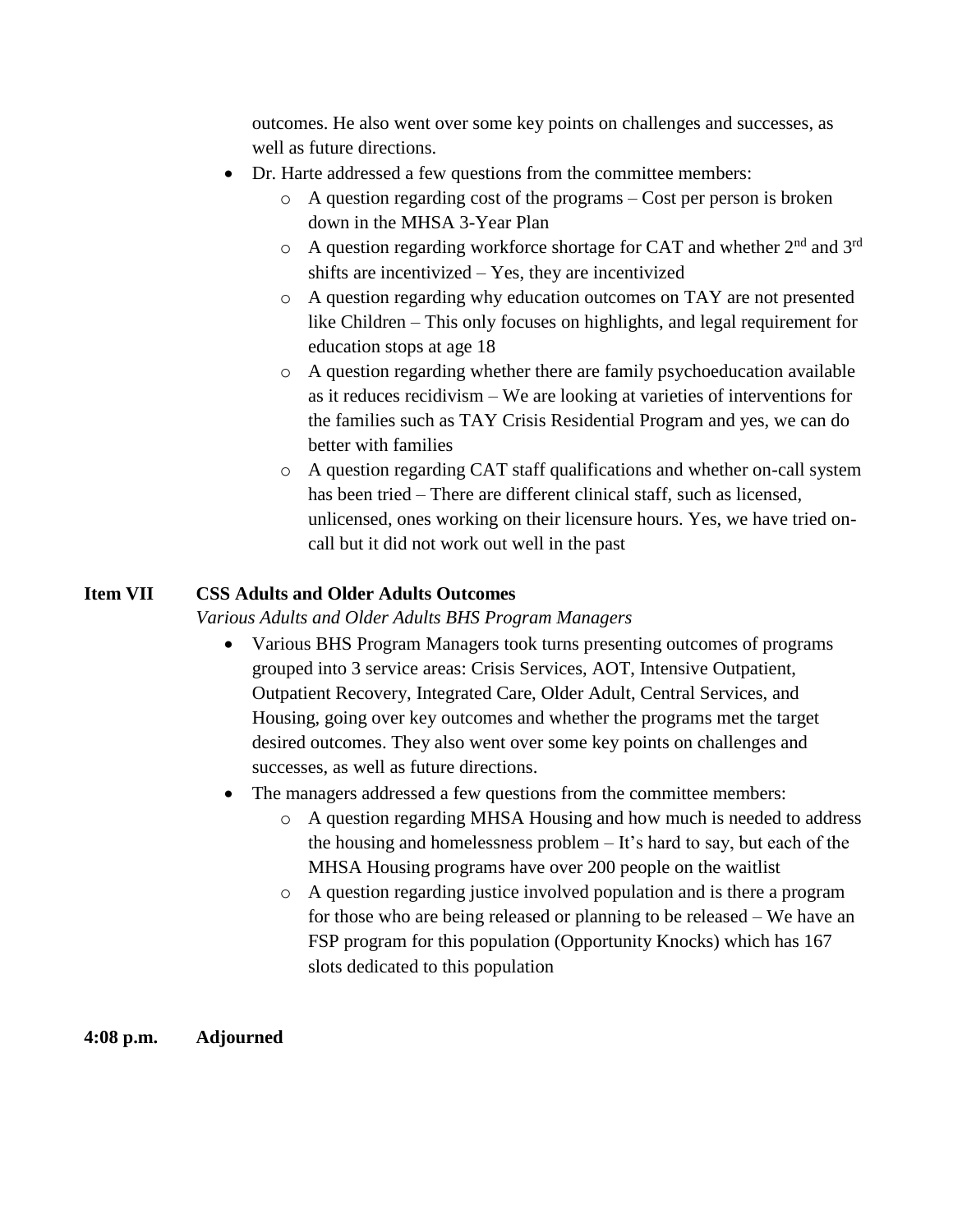outcomes. He also went over some key points on challenges and successes, as well as future directions.

- Dr. Harte addressed a few questions from the committee members:
  - A question regarding cost of the programs – Cost per person is broken down in the MHSA 3-Year Plan
  - A question regarding workforce shortage for CAT and whether 2nd and 3rd shifts are incentivized – Yes, they are incentivized
  - A question regarding why education outcomes on TAY are not presented like Children – This only focuses on highlights, and legal requirement for education stops at age 18
  - A question regarding whether there are family psychoeducation available as it reduces recidivism – We are looking at varieties of interventions for the families such as TAY Crisis Residential Program and yes, we can do better with families
  - A question regarding CAT staff qualifications and whether on-call system has been tried – There are different clinical staff, such as licensed, unlicensed, ones working on their licensure hours. Yes, we have tried on-call but it did not work out well in the past

**Item VII CSS Adults and Older Adults Outcomes**

*Various Adults and Older Adults BHS Program Managers*

- Various BHS Program Managers took turns presenting outcomes of programs grouped into 3 service areas: Crisis Services, AOT, Intensive Outpatient, Outpatient Recovery, Integrated Care, Older Adult, Central Services, and Housing, going over key outcomes and whether the programs met the target desired outcomes. They also went over some key points on challenges and successes, as well as future directions.
- The managers addressed a few questions from the committee members:
  - A question regarding MHSA Housing and how much is needed to address the housing and homelessness problem – It's hard to say, but each of the MHSA Housing programs have over 200 people on the waitlist
  - A question regarding justice involved population and is there a program for those who are being released or planning to be released – We have an FSP program for this population (Opportunity Knocks) which has 167 slots dedicated to this population

**4:08 p.m. Adjourned**